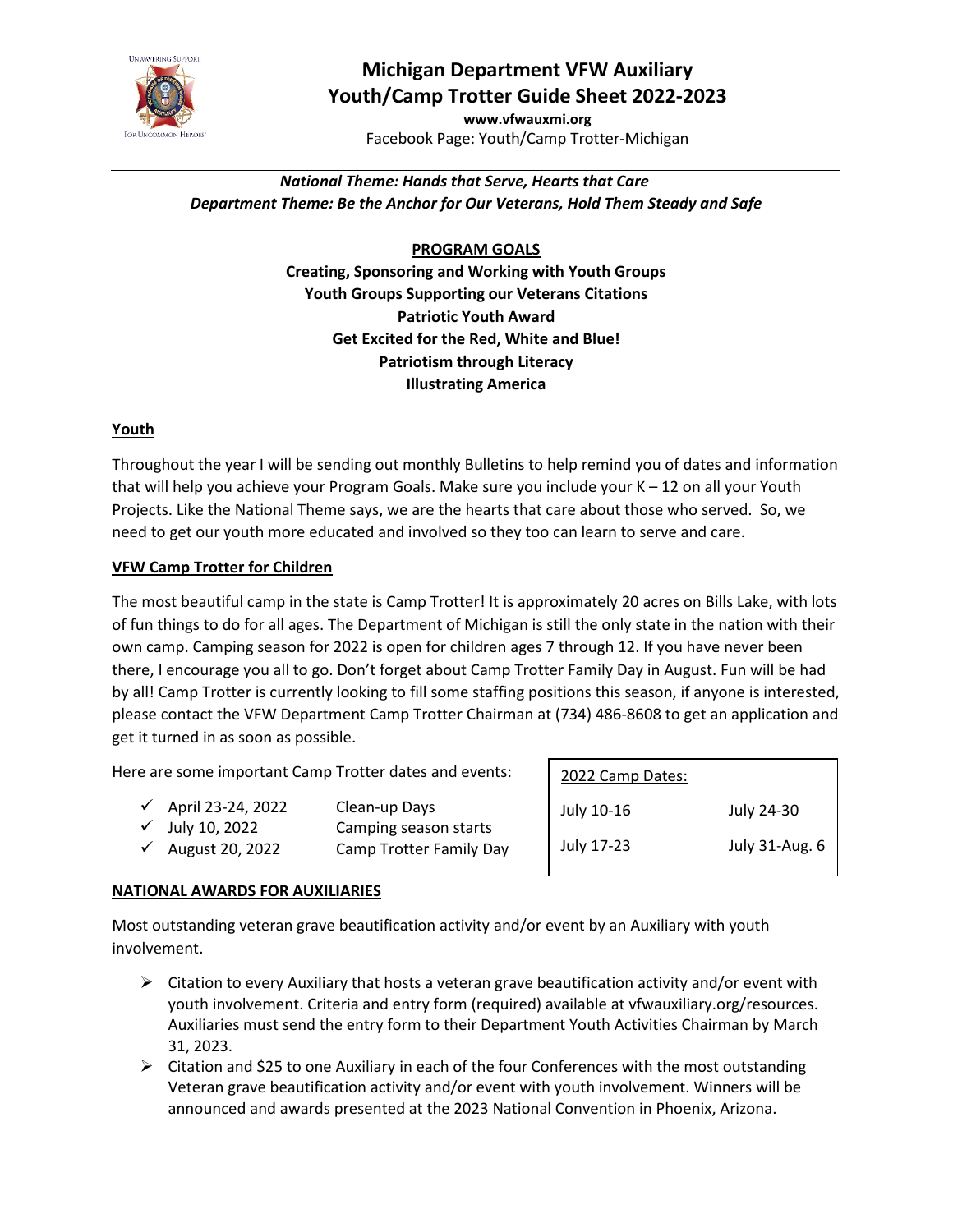# Michigan Department VFW Auxiliary
# Youth/Camp Trotter Guide Sheet 2022-2023

**www.vfwauxmi.org**

Facebook Page: Youth/Camp Trotter-Michigan

***National Theme: Hands that Serve, Hearts that Care***

***Department Theme: Be the Anchor for Our Veterans, Hold Them Steady and Safe***

## PROGRAM GOALS

**Creating, Sponsoring and Working with Youth Groups**
**Youth Groups Supporting our Veterans Citations**
**Patriotic Youth Award**
**Get Excited for the Red, White and Blue!**
**Patriotism through Literacy**
**Illustrating America**

## Youth

Throughout the year I will be sending out monthly Bulletins to help remind you of dates and information that will help you achieve your Program Goals. Make sure you include your K – 12 on all your Youth Projects. Like the National Theme says, we are the hearts that care about those who served. So, we need to get our youth more educated and involved so they too can learn to serve and care.

## VFW Camp Trotter for Children

The most beautiful camp in the state is Camp Trotter! It is approximately 20 acres on Bills Lake, with lots of fun things to do for all ages. The Department of Michigan is still the only state in the nation with their own camp. Camping season for 2022 is open for children ages 7 through 12. If you have never been there, I encourage you all to go. Don't forget about Camp Trotter Family Day in August. Fun will be had by all! Camp Trotter is currently looking to fill some staffing positions this season, if anyone is interested, please contact the VFW Department Camp Trotter Chairman at (734) 486-8608 to get an application and get it turned in as soon as possible.

Here are some important Camp Trotter dates and events:

- ✓ April 23-24, 2022 — Clean-up Days
- ✓ July 10, 2022 — Camping season starts
- ✓ August 20, 2022 — Camp Trotter Family Day

| 2022 Camp Dates: | |
|---|---|
| July 10-16 | July 24-30 |
| July 17-23 | July 31-Aug. 6 |

## NATIONAL AWARDS FOR AUXILIARIES

Most outstanding veteran grave beautification activity and/or event by an Auxiliary with youth involvement.

- ➢ Citation to every Auxiliary that hosts a veteran grave beautification activity and/or event with youth involvement. Criteria and entry form (required) available at vfwauxiliary.org/resources. Auxiliaries must send the entry form to their Department Youth Activities Chairman by March 31, 2023.
- ➢ Citation and $25 to one Auxiliary in each of the four Conferences with the most outstanding Veteran grave beautification activity and/or event with youth involvement. Winners will be announced and awards presented at the 2023 National Convention in Phoenix, Arizona.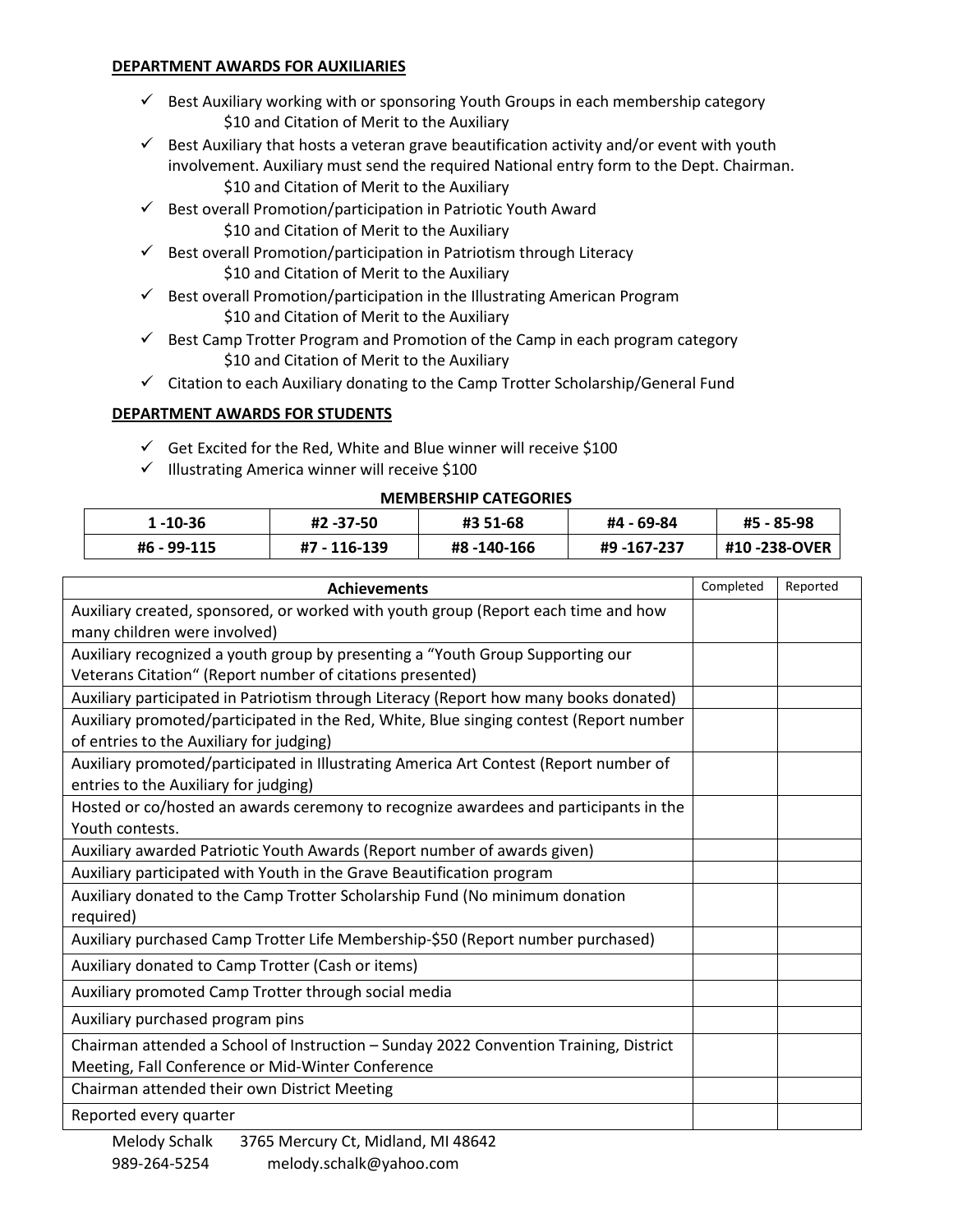**DEPARTMENT AWARDS FOR AUXILIARIES**

- ✓ Best Auxiliary working with or sponsoring Youth Groups in each membership category
  $10 and Citation of Merit to the Auxiliary
- ✓ Best Auxiliary that hosts a veteran grave beautification activity and/or event with youth involvement. Auxiliary must send the required National entry form to the Dept. Chairman.
  $10 and Citation of Merit to the Auxiliary
- ✓ Best overall Promotion/participation in Patriotic Youth Award
  $10 and Citation of Merit to the Auxiliary
- ✓ Best overall Promotion/participation in Patriotism through Literacy
  $10 and Citation of Merit to the Auxiliary
- ✓ Best overall Promotion/participation in the Illustrating American Program
  $10 and Citation of Merit to the Auxiliary
- ✓ Best Camp Trotter Program and Promotion of the Camp in each program category
  $10 and Citation of Merit to the Auxiliary
- ✓ Citation to each Auxiliary donating to the Camp Trotter Scholarship/General Fund

**DEPARTMENT AWARDS FOR STUDENTS**

- ✓ Get Excited for the Red, White and Blue winner will receive $100
- ✓ Illustrating America winner will receive $100

**MEMBERSHIP CATEGORIES**

| | | | | |
|---|---|---|---|---|
| **1 -10-36** | **#2 -37-50** | **#3 51-68** | **#4 - 69-84** | **#5 - 85-98** |
| **#6 - 99-115** | **#7 - 116-139** | **#8 -140-166** | **#9 -167-237** | **#10 -238-OVER** |

| **Achievements** | Completed | Reported |
|---|---|---|
| Auxiliary created, sponsored, or worked with youth group (Report each time and how many children were involved) | | |
| Auxiliary recognized a youth group by presenting a "Youth Group Supporting our Veterans Citation" (Report number of citations presented) | | |
| Auxiliary participated in Patriotism through Literacy (Report how many books donated) | | |
| Auxiliary promoted/participated in the Red, White, Blue singing contest (Report number of entries to the Auxiliary for judging) | | |
| Auxiliary promoted/participated in Illustrating America Art Contest (Report number of entries to the Auxiliary for judging) | | |
| Hosted or co/hosted an awards ceremony to recognize awardees and participants in the Youth contests. | | |
| Auxiliary awarded Patriotic Youth Awards (Report number of awards given) | | |
| Auxiliary participated with Youth in the Grave Beautification program | | |
| Auxiliary donated to the Camp Trotter Scholarship Fund (No minimum donation required) | | |
| Auxiliary purchased Camp Trotter Life Membership-$50 (Report number purchased) | | |
| Auxiliary donated to Camp Trotter (Cash or items) | | |
| Auxiliary promoted Camp Trotter through social media | | |
| Auxiliary purchased program pins | | |
| Chairman attended a School of Instruction – Sunday 2022 Convention Training, District Meeting, Fall Conference or Mid-Winter Conference | | |
| Chairman attended their own District Meeting | | |
| Reported every quarter | | |

Melody Schalk 3765 Mercury Ct, Midland, MI 48642
989-264-5254 melody.schalk@yahoo.com